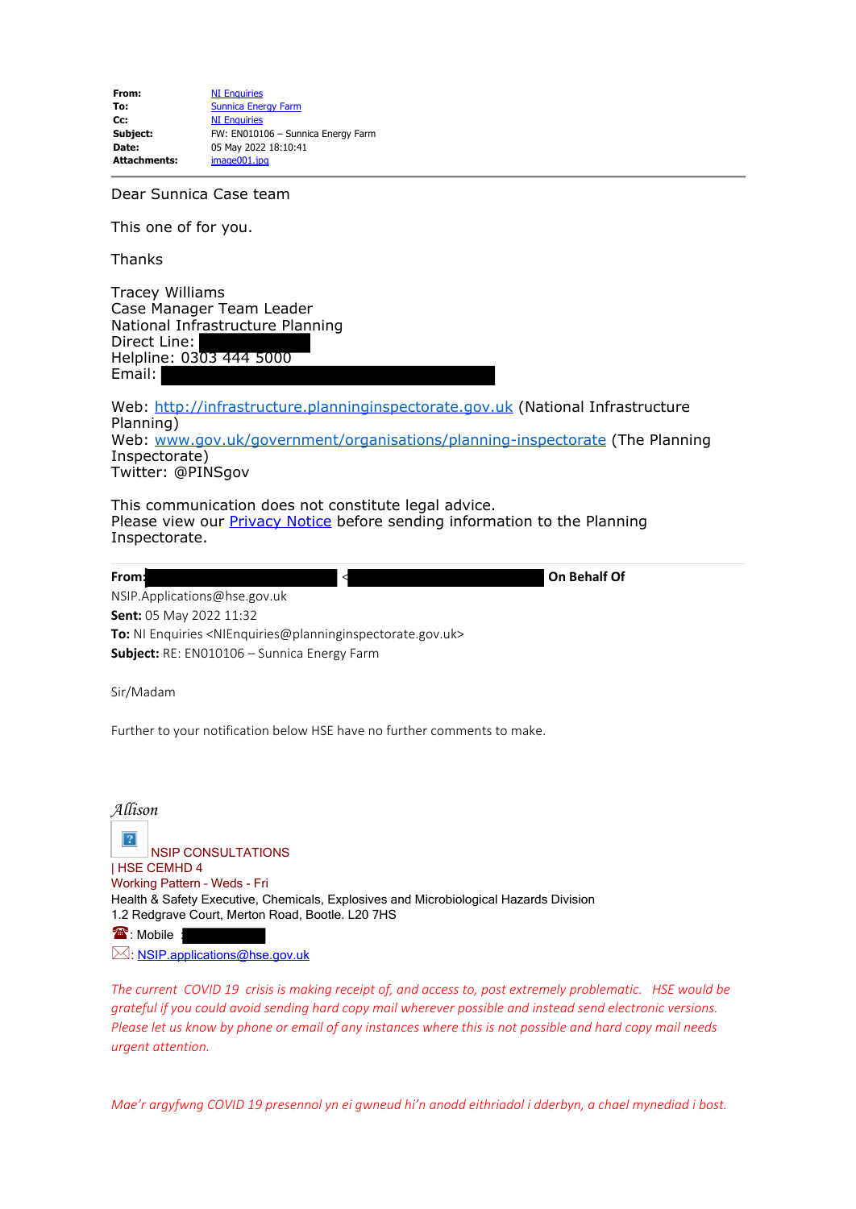| | |
|---|---|
| **From:** | NI Enquiries |
| **To:** | Sunnica Energy Farm |
| **Cc:** | NI Enquiries |
| **Subject:** | FW: EN010106 – Sunnica Energy Farm |
| **Date:** | 05 May 2022 18:10:41 |
| **Attachments:** | image001.jpg |

Dear Sunnica Case team

This one of for you.

Thanks

Tracey Williams
Case Manager Team Leader
National Infrastructure Planning
Direct Line: 
Helpline: 0303 444 5000
Email: 

Web: http://infrastructure.planninginspectorate.gov.uk (National Infrastructure Planning)
Web: www.gov.uk/government/organisations/planning-inspectorate (The Planning Inspectorate)
Twitter: @PINSgov

This communication does not constitute legal advice.
Please view our Privacy Notice before sending information to the Planning Inspectorate.

**From:** < **On Behalf Of** NSIP.Applications@hse.gov.uk
**Sent:** 05 May 2022 11:32
**To:** NI Enquiries <NIEnquiries@planninginspectorate.gov.uk>
**Subject:** RE: EN010106 – Sunnica Energy Farm

Sir/Madam

Further to your notification below HSE have no further comments to make.

*Allison*

NSIP CONSULTATIONS
| HSE CEMHD 4
Working Pattern - Weds - Fri
Health & Safety Executive, Chemicals, Explosives and Microbiological Hazards Division
1.2 Redgrave Court, Merton Road, Bootle. L20 7HS
: Mobile 
: NSIP.applications@hse.gov.uk

*The current COVID 19 crisis is making receipt of, and access to, post extremely problematic. HSE would be grateful if you could avoid sending hard copy mail wherever possible and instead send electronic versions. Please let us know by phone or email of any instances where this is not possible and hard copy mail needs urgent attention.*

*Mae'r argyfwng COVID 19 presennol yn ei gwneud hi'n anodd eithriadol i dderbyn, a chael mynediad i bost.*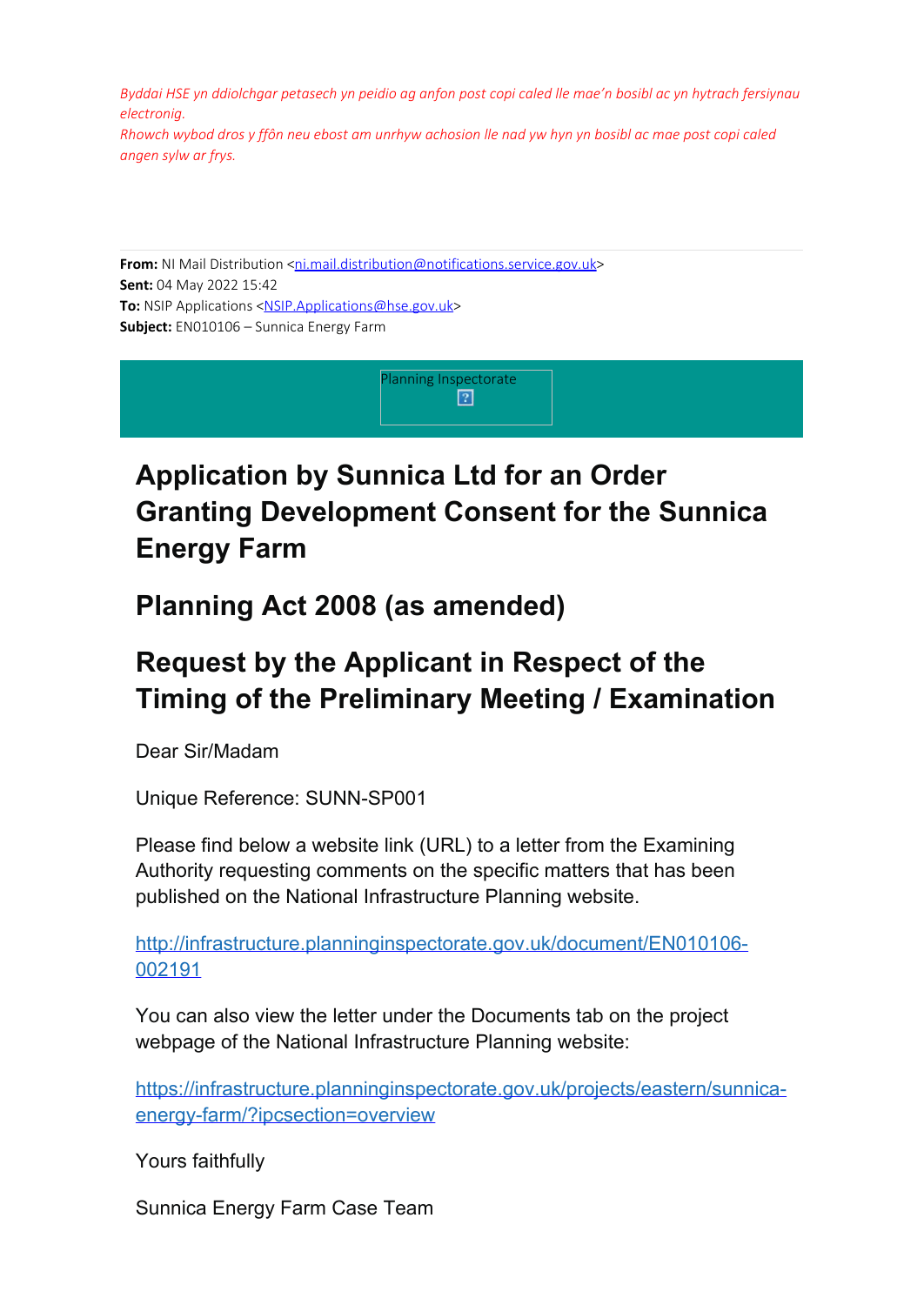*Byddai HSE yn ddiolchgar petasech yn peidio ag anfon post copi caled lle mae'n bosibl ac yn hytrach fersiynau electronig.*
*Rhowch wybod dros y ffôn neu ebost am unrhyw achosion lle nad yw hyn yn bosibl ac mae post copi caled angen sylw ar frys.*

**From:** NI Mail Distribution <ni.mail.distribution@notifications.service.gov.uk>
**Sent:** 04 May 2022 15:42
**To:** NSIP Applications <NSIP.Applications@hse.gov.uk>
**Subject:** EN010106 – Sunnica Energy Farm

Planning Inspectorate

# Application by Sunnica Ltd for an Order Granting Development Consent for the Sunnica Energy Farm

# Planning Act 2008 (as amended)

# Request by the Applicant in Respect of the Timing of the Preliminary Meeting / Examination

Dear Sir/Madam

Unique Reference: SUNN-SP001

Please find below a website link (URL) to a letter from the Examining Authority requesting comments on the specific matters that has been published on the National Infrastructure Planning website.

http://infrastructure.planninginspectorate.gov.uk/document/EN010106-002191

You can also view the letter under the Documents tab on the project webpage of the National Infrastructure Planning website:

https://infrastructure.planninginspectorate.gov.uk/projects/eastern/sunnica-energy-farm/?ipcsection=overview

Yours faithfully

Sunnica Energy Farm Case Team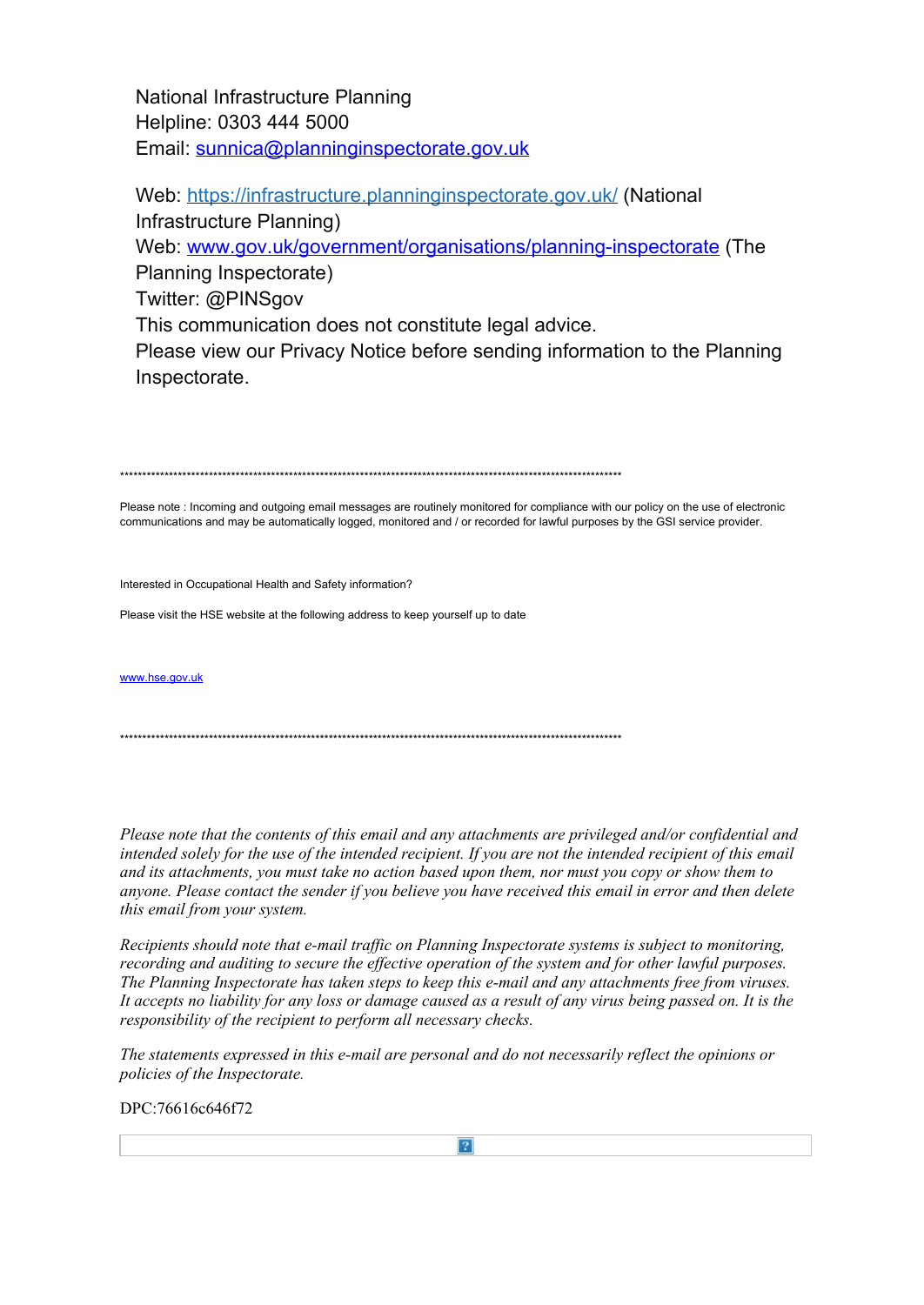National Infrastructure Planning
Helpline: 0303 444 5000
Email: sunnica@planninginspectorate.gov.uk

Web: https://infrastructure.planninginspectorate.gov.uk/ (National Infrastructure Planning)
Web: www.gov.uk/government/organisations/planning-inspectorate (The Planning Inspectorate)
Twitter: @PINSgov
This communication does not constitute legal advice.
Please view our Privacy Notice before sending information to the Planning Inspectorate.

**********************************************************************************************************************

Please note : Incoming and outgoing email messages are routinely monitored for compliance with our policy on the use of electronic communications and may be automatically logged, monitored and / or recorded for lawful purposes by the GSI service provider.

Interested in Occupational Health and Safety information?

Please visit the HSE website at the following address to keep yourself up to date

www.hse.gov.uk

**********************************************************************************************************************

*Please note that the contents of this email and any attachments are privileged and/or confidential and intended solely for the use of the intended recipient. If you are not the intended recipient of this email and its attachments, you must take no action based upon them, nor must you copy or show them to anyone. Please contact the sender if you believe you have received this email in error and then delete this email from your system.*

*Recipients should note that e-mail traffic on Planning Inspectorate systems is subject to monitoring, recording and auditing to secure the effective operation of the system and for other lawful purposes. The Planning Inspectorate has taken steps to keep this e-mail and any attachments free from viruses. It accepts no liability for any loss or damage caused as a result of any virus being passed on. It is the responsibility of the recipient to perform all necessary checks.*

*The statements expressed in this e-mail are personal and do not necessarily reflect the opinions or policies of the Inspectorate.*

DPC:76616c646f72